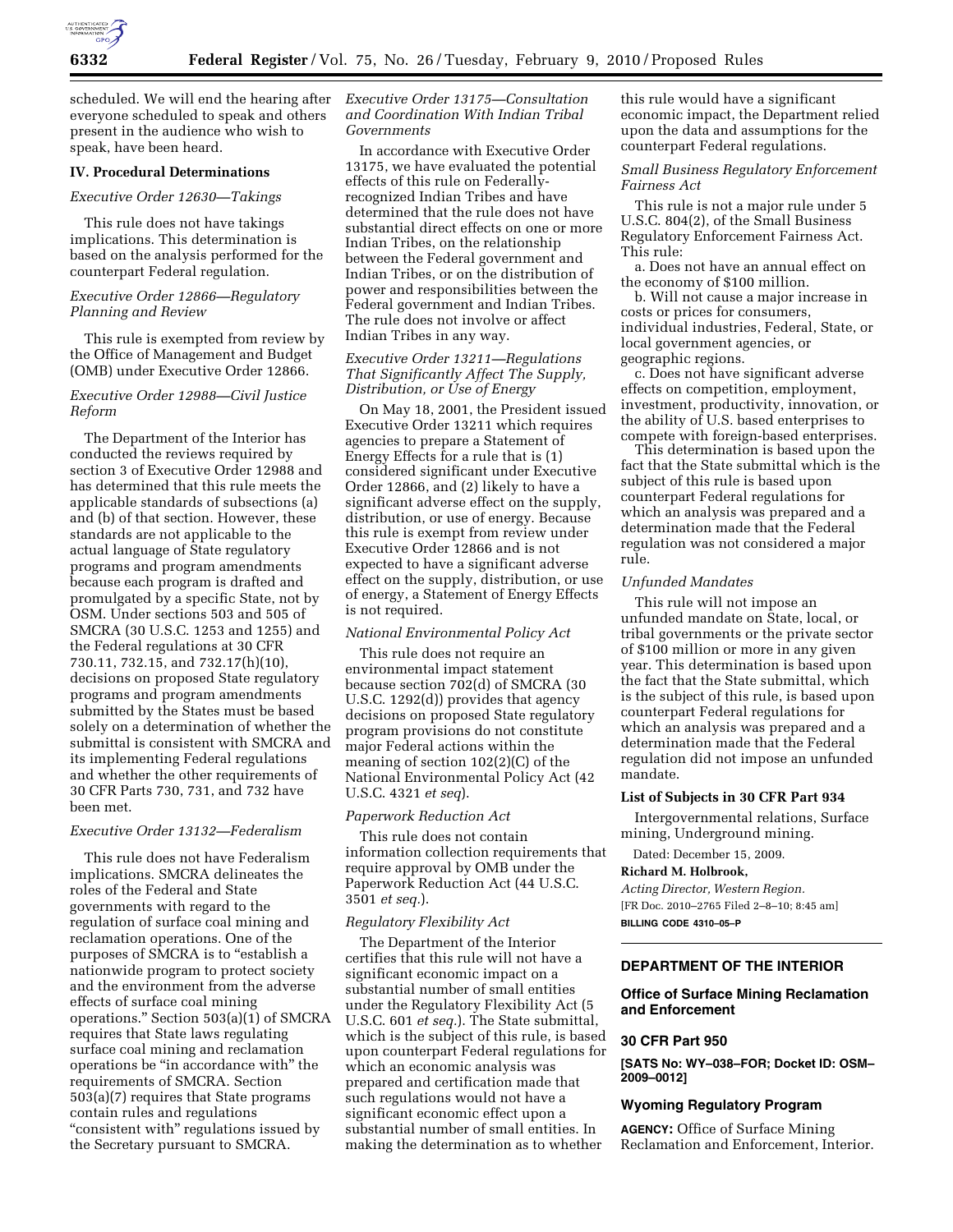scheduled. We will end the hearing after everyone scheduled to speak and others present in the audience who wish to speak, have been heard.

## IV. Procedural Determinations

*Executive Order 12630—Takings*

This rule does not have takings implications. This determination is based on the analysis performed for the counterpart Federal regulation.

*Executive Order 12866—Regulatory Planning and Review*

This rule is exempted from review by the Office of Management and Budget (OMB) under Executive Order 12866.

*Executive Order 12988—Civil Justice Reform*

The Department of the Interior has conducted the reviews required by section 3 of Executive Order 12988 and has determined that this rule meets the applicable standards of subsections (a) and (b) of that section. However, these standards are not applicable to the actual language of State regulatory programs and program amendments because each program is drafted and promulgated by a specific State, not by OSM. Under sections 503 and 505 of SMCRA (30 U.S.C. 1253 and 1255) and the Federal regulations at 30 CFR 730.11, 732.15, and 732.17(h)(10), decisions on proposed State regulatory programs and program amendments submitted by the States must be based solely on a determination of whether the submittal is consistent with SMCRA and its implementing Federal regulations and whether the other requirements of 30 CFR Parts 730, 731, and 732 have been met.

*Executive Order 13132—Federalism*

This rule does not have Federalism implications. SMCRA delineates the roles of the Federal and State governments with regard to the regulation of surface coal mining and reclamation operations. One of the purposes of SMCRA is to "establish a nationwide program to protect society and the environment from the adverse effects of surface coal mining operations." Section 503(a)(1) of SMCRA requires that State laws regulating surface coal mining and reclamation operations be "in accordance with" the requirements of SMCRA. Section 503(a)(7) requires that State programs contain rules and regulations "consistent with" regulations issued by the Secretary pursuant to SMCRA.

*Executive Order 13175—Consultation and Coordination With Indian Tribal Governments*

In accordance with Executive Order 13175, we have evaluated the potential effects of this rule on Federally-recognized Indian Tribes and have determined that the rule does not have substantial direct effects on one or more Indian Tribes, on the relationship between the Federal government and Indian Tribes, or on the distribution of power and responsibilities between the Federal government and Indian Tribes. The rule does not involve or affect Indian Tribes in any way.

*Executive Order 13211—Regulations That Significantly Affect The Supply, Distribution, or Use of Energy*

On May 18, 2001, the President issued Executive Order 13211 which requires agencies to prepare a Statement of Energy Effects for a rule that is (1) considered significant under Executive Order 12866, and (2) likely to have a significant adverse effect on the supply, distribution, or use of energy. Because this rule is exempt from review under Executive Order 12866 and is not expected to have a significant adverse effect on the supply, distribution, or use of energy, a Statement of Energy Effects is not required.

*National Environmental Policy Act*

This rule does not require an environmental impact statement because section 702(d) of SMCRA (30 U.S.C. 1292(d)) provides that agency decisions on proposed State regulatory program provisions do not constitute major Federal actions within the meaning of section 102(2)(C) of the National Environmental Policy Act (42 U.S.C. 4321 *et seq*).

*Paperwork Reduction Act*

This rule does not contain information collection requirements that require approval by OMB under the Paperwork Reduction Act (44 U.S.C. 3501 *et seq.*).

*Regulatory Flexibility Act*

The Department of the Interior certifies that this rule will not have a significant economic impact on a substantial number of small entities under the Regulatory Flexibility Act (5 U.S.C. 601 *et seq.*). The State submittal, which is the subject of this rule, is based upon counterpart Federal regulations for which an economic analysis was prepared and certification made that such regulations would not have a significant economic effect upon a substantial number of small entities. In making the determination as to whether this rule would have a significant economic impact, the Department relied upon the data and assumptions for the counterpart Federal regulations.

*Small Business Regulatory Enforcement Fairness Act*

This rule is not a major rule under 5 U.S.C. 804(2), of the Small Business Regulatory Enforcement Fairness Act. This rule:

a. Does not have an annual effect on the economy of $100 million.

b. Will not cause a major increase in costs or prices for consumers, individual industries, Federal, State, or local government agencies, or geographic regions.

c. Does not have significant adverse effects on competition, employment, investment, productivity, innovation, or the ability of U.S. based enterprises to compete with foreign-based enterprises.

This determination is based upon the fact that the State submittal which is the subject of this rule is based upon counterpart Federal regulations for which an analysis was prepared and a determination made that the Federal regulation was not considered a major rule.

*Unfunded Mandates*

This rule will not impose an unfunded mandate on State, local, or tribal governments or the private sector of $100 million or more in any given year. This determination is based upon the fact that the State submittal, which is the subject of this rule, is based upon counterpart Federal regulations for which an analysis was prepared and a determination made that the Federal regulation did not impose an unfunded mandate.

**List of Subjects in 30 CFR Part 934**

Intergovernmental relations, Surface mining, Underground mining.

Dated: December 15, 2009.

**Richard M. Holbrook,**

*Acting Director, Western Region.*

[FR Doc. 2010–2765 Filed 2–8–10; 8:45 am]

**BILLING CODE 4310–05–P**

---

## DEPARTMENT OF THE INTERIOR

## Office of Surface Mining Reclamation and Enforcement

## 30 CFR Part 950

**[SATS No: WY–038–FOR; Docket ID: OSM–2009–0012]**

## Wyoming Regulatory Program

**AGENCY:** Office of Surface Mining Reclamation and Enforcement, Interior.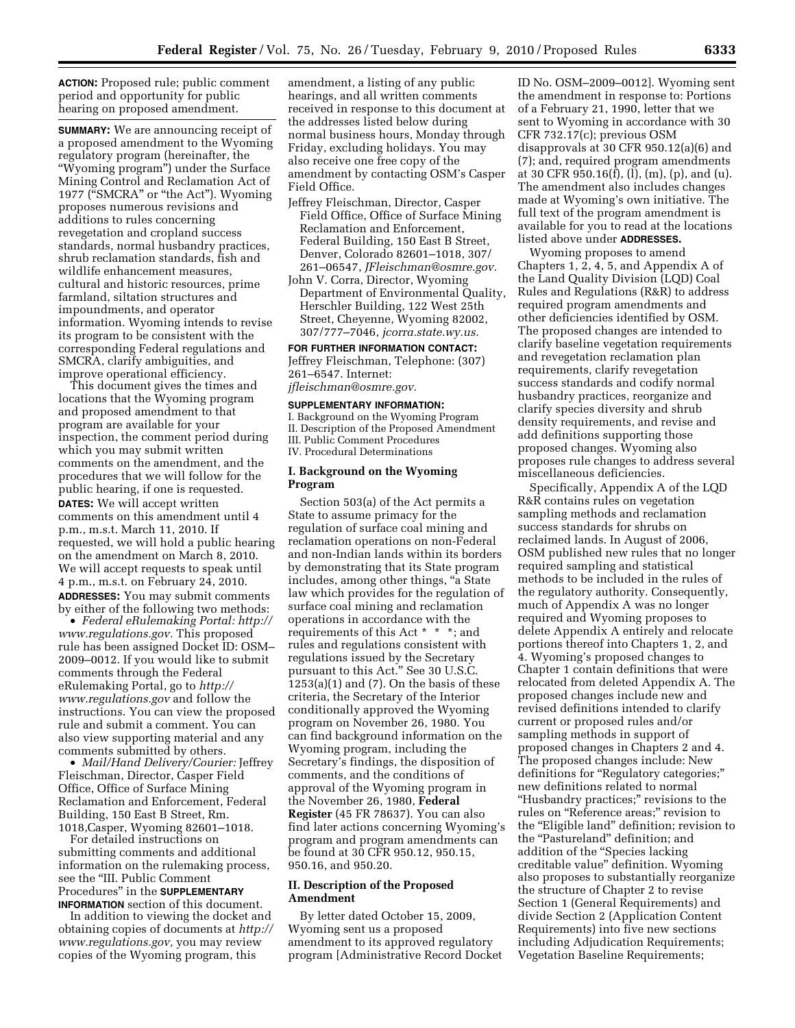**ACTION:** Proposed rule; public comment period and opportunity for public hearing on proposed amendment.

**SUMMARY:** We are announcing receipt of a proposed amendment to the Wyoming regulatory program (hereinafter, the "Wyoming program") under the Surface Mining Control and Reclamation Act of 1977 ("SMCRA" or "the Act"). Wyoming proposes numerous revisions and additions to rules concerning revegetation and cropland success standards, normal husbandry practices, shrub reclamation standards, fish and wildlife enhancement measures, cultural and historic resources, prime farmland, siltation structures and impoundments, and operator information. Wyoming intends to revise its program to be consistent with the corresponding Federal regulations and SMCRA, clarify ambiguities, and improve operational efficiency.

This document gives the times and locations that the Wyoming program and proposed amendment to that program are available for your inspection, the comment period during which you may submit written comments on the amendment, and the procedures that we will follow for the public hearing, if one is requested.

**DATES:** We will accept written comments on this amendment until 4 p.m., m.s.t. March 11, 2010. If requested, we will hold a public hearing on the amendment on March 8, 2010. We will accept requests to speak until 4 p.m., m.s.t. on February 24, 2010.

**ADDRESSES:** You may submit comments by either of the following two methods:

- *Federal eRulemaking Portal: http://www.regulations.gov.* This proposed rule has been assigned Docket ID: OSM–2009–0012. If you would like to submit comments through the Federal eRulemaking Portal, go to *http://www.regulations.gov* and follow the instructions. You can view the proposed rule and submit a comment. You can also view supporting material and any comments submitted by others.
- *Mail/Hand Delivery/Courier:* Jeffrey Fleischman, Director, Casper Field Office, Office of Surface Mining Reclamation and Enforcement, Federal Building, 150 East B Street, Rm. 1018,Casper, Wyoming 82601–1018.

For detailed instructions on submitting comments and additional information on the rulemaking process, see the "III. Public Comment Procedures" in the **SUPPLEMENTARY INFORMATION** section of this document.

In addition to viewing the docket and obtaining copies of documents at *http://www.regulations.gov,* you may review copies of the Wyoming program, this amendment, a listing of any public hearings, and all written comments received in response to this document at the addresses listed below during normal business hours, Monday through Friday, excluding holidays. You may also receive one free copy of the amendment by contacting OSM's Casper Field Office.

Jeffrey Fleischman, Director, Casper Field Office, Office of Surface Mining Reclamation and Enforcement, Federal Building, 150 East B Street, Denver, Colorado 82601–1018, 307/261–06547, *JFleischman@osmre.gov.*

John V. Corra, Director, Wyoming Department of Environmental Quality, Herschler Building, 122 West 25th Street, Cheyenne, Wyoming 82002, 307/777–7046, *jcorra.state.wy.us.*

**FOR FURTHER INFORMATION CONTACT:** Jeffrey Fleischman, Telephone: (307) 261–6547. Internet: *jfleischman@osmre.gov.*

**SUPPLEMENTARY INFORMATION:**

I. Background on the Wyoming Program
II. Description of the Proposed Amendment
III. Public Comment Procedures
IV. Procedural Determinations

## I. Background on the Wyoming Program

Section 503(a) of the Act permits a State to assume primacy for the regulation of surface coal mining and reclamation operations on non-Federal and non-Indian lands within its borders by demonstrating that its State program includes, among other things, "a State law which provides for the regulation of surface coal mining and reclamation operations in accordance with the requirements of this Act * * *; and rules and regulations consistent with regulations issued by the Secretary pursuant to this Act." See 30 U.S.C. 1253(a)(1) and (7). On the basis of these criteria, the Secretary of the Interior conditionally approved the Wyoming program on November 26, 1980. You can find background information on the Wyoming program, including the Secretary's findings, the disposition of comments, and the conditions of approval of the Wyoming program in the November 26, 1980, **Federal Register** (45 FR 78637). You can also find later actions concerning Wyoming's program and program amendments can be found at 30 CFR 950.12, 950.15, 950.16, and 950.20.

## II. Description of the Proposed Amendment

By letter dated October 15, 2009, Wyoming sent us a proposed amendment to its approved regulatory program [Administrative Record Docket ID No. OSM–2009–0012]. Wyoming sent the amendment in response to: Portions of a February 21, 1990, letter that we sent to Wyoming in accordance with 30 CFR 732.17(c); previous OSM disapprovals at 30 CFR 950.12(a)(6) and (7); and, required program amendments at 30 CFR 950.16(f), (l), (m), (p), and (u). The amendment also includes changes made at Wyoming's own initiative. The full text of the program amendment is available for you to read at the locations listed above under **ADDRESSES.**

Wyoming proposes to amend Chapters 1, 2, 4, 5, and Appendix A of the Land Quality Division (LQD) Coal Rules and Regulations (R&R) to address required program amendments and other deficiencies identified by OSM. The proposed changes are intended to clarify baseline vegetation requirements and revegetation reclamation plan requirements, clarify revegetation success standards and codify normal husbandry practices, reorganize and clarify species diversity and shrub density requirements, and revise and add definitions supporting those proposed changes. Wyoming also proposes rule changes to address several miscellaneous deficiencies.

Specifically, Appendix A of the LQD R&R contains rules on vegetation sampling methods and reclamation success standards for shrubs on reclaimed lands. In August of 2006, OSM published new rules that no longer required sampling and statistical methods to be included in the rules of the regulatory authority. Consequently, much of Appendix A was no longer required and Wyoming proposes to delete Appendix A entirely and relocate portions thereof into Chapters 1, 2, and 4. Wyoming's proposed changes to Chapter 1 contain definitions that were relocated from deleted Appendix A. The proposed changes include new and revised definitions intended to clarify current or proposed rules and/or sampling methods in support of proposed changes in Chapters 2 and 4. The proposed changes include: New definitions for "Regulatory categories;" new definitions related to normal "Husbandry practices;" revisions to the rules on "Reference areas;" revision to the "Eligible land" definition; revision to the "Pastureland" definition; and addition of the "Species lacking creditable value" definition. Wyoming also proposes to substantially reorganize the structure of Chapter 2 to revise Section 1 (General Requirements) and divide Section 2 (Application Content Requirements) into five new sections including Adjudication Requirements; Vegetation Baseline Requirements;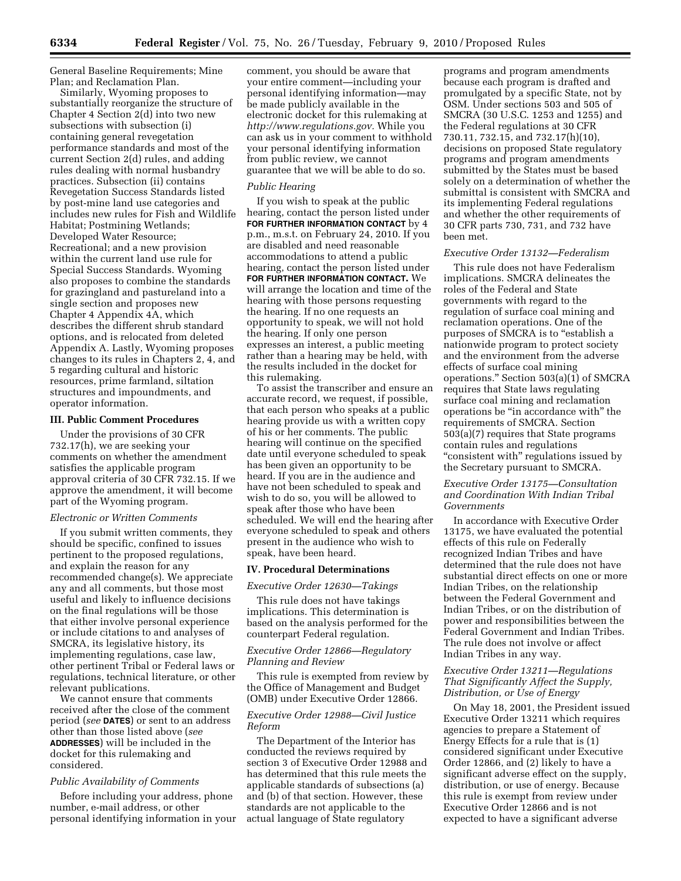General Baseline Requirements; Mine Plan; and Reclamation Plan.

Similarly, Wyoming proposes to substantially reorganize the structure of Chapter 4 Section 2(d) into two new subsections with subsection (i) containing general revegetation performance standards and most of the current Section 2(d) rules, and adding rules dealing with normal husbandry practices. Subsection (ii) contains Revegetation Success Standards listed by post-mine land use categories and includes new rules for Fish and Wildlife Habitat; Postmining Wetlands; Developed Water Resource; Recreational; and a new provision within the current land use rule for Special Success Standards. Wyoming also proposes to combine the standards for grazingland and pastureland into a single section and proposes new Chapter 4 Appendix 4A, which describes the different shrub standard options, and is relocated from deleted Appendix A. Lastly, Wyoming proposes changes to its rules in Chapters 2, 4, and 5 regarding cultural and historic resources, prime farmland, siltation structures and impoundments, and operator information.

### III. Public Comment Procedures

Under the provisions of 30 CFR 732.17(h), we are seeking your comments on whether the amendment satisfies the applicable program approval criteria of 30 CFR 732.15. If we approve the amendment, it will become part of the Wyoming program.

*Electronic or Written Comments*

If you submit written comments, they should be specific, confined to issues pertinent to the proposed regulations, and explain the reason for any recommended change(s). We appreciate any and all comments, but those most useful and likely to influence decisions on the final regulations will be those that either involve personal experience or include citations to and analyses of SMCRA, its legislative history, its implementing regulations, case law, other pertinent Tribal or Federal laws or regulations, technical literature, or other relevant publications.

We cannot ensure that comments received after the close of the comment period (*see* **DATES**) or sent to an address other than those listed above (*see* **ADDRESSES**) will be included in the docket for this rulemaking and considered.

*Public Availability of Comments*

Before including your address, phone number, e-mail address, or other personal identifying information in your comment, you should be aware that your entire comment—including your personal identifying information—may be made publicly available in the electronic docket for this rulemaking at *http://www.regulations.gov.* While you can ask us in your comment to withhold your personal identifying information from public review, we cannot guarantee that we will be able to do so.

*Public Hearing*

If you wish to speak at the public hearing, contact the person listed under **FOR FURTHER INFORMATION CONTACT** by 4 p.m., m.s.t. on February 24, 2010. If you are disabled and need reasonable accommodations to attend a public hearing, contact the person listed under **FOR FURTHER INFORMATION CONTACT.** We will arrange the location and time of the hearing with those persons requesting the hearing. If no one requests an opportunity to speak, we will not hold the hearing. If only one person expresses an interest, a public meeting rather than a hearing may be held, with the results included in the docket for this rulemaking.

To assist the transcriber and ensure an accurate record, we request, if possible, that each person who speaks at a public hearing provide us with a written copy of his or her comments. The public hearing will continue on the specified date until everyone scheduled to speak has been given an opportunity to be heard. If you are in the audience and have not been scheduled to speak and wish to do so, you will be allowed to speak after those who have been scheduled. We will end the hearing after everyone scheduled to speak and others present in the audience who wish to speak, have been heard.

### IV. Procedural Determinations

*Executive Order 12630—Takings*

This rule does not have takings implications. This determination is based on the analysis performed for the counterpart Federal regulation.

*Executive Order 12866—Regulatory Planning and Review*

This rule is exempted from review by the Office of Management and Budget (OMB) under Executive Order 12866.

*Executive Order 12988—Civil Justice Reform*

The Department of the Interior has conducted the reviews required by section 3 of Executive Order 12988 and has determined that this rule meets the applicable standards of subsections (a) and (b) of that section. However, these standards are not applicable to the actual language of State regulatory programs and program amendments because each program is drafted and promulgated by a specific State, not by OSM. Under sections 503 and 505 of SMCRA (30 U.S.C. 1253 and 1255) and the Federal regulations at 30 CFR 730.11, 732.15, and 732.17(h)(10), decisions on proposed State regulatory programs and program amendments submitted by the States must be based solely on a determination of whether the submittal is consistent with SMCRA and its implementing Federal regulations and whether the other requirements of 30 CFR parts 730, 731, and 732 have been met.

*Executive Order 13132—Federalism*

This rule does not have Federalism implications. SMCRA delineates the roles of the Federal and State governments with regard to the regulation of surface coal mining and reclamation operations. One of the purposes of SMCRA is to "establish a nationwide program to protect society and the environment from the adverse effects of surface coal mining operations." Section 503(a)(1) of SMCRA requires that State laws regulating surface coal mining and reclamation operations be "in accordance with" the requirements of SMCRA. Section 503(a)(7) requires that State programs contain rules and regulations "consistent with" regulations issued by the Secretary pursuant to SMCRA.

*Executive Order 13175—Consultation and Coordination With Indian Tribal Governments*

In accordance with Executive Order 13175, we have evaluated the potential effects of this rule on Federally recognized Indian Tribes and have determined that the rule does not have substantial direct effects on one or more Indian Tribes, on the relationship between the Federal Government and Indian Tribes, or on the distribution of power and responsibilities between the Federal Government and Indian Tribes. The rule does not involve or affect Indian Tribes in any way.

*Executive Order 13211—Regulations That Significantly Affect the Supply, Distribution, or Use of Energy*

On May 18, 2001, the President issued Executive Order 13211 which requires agencies to prepare a Statement of Energy Effects for a rule that is (1) considered significant under Executive Order 12866, and (2) likely to have a significant adverse effect on the supply, distribution, or use of energy. Because this rule is exempt from review under Executive Order 12866 and is not expected to have a significant adverse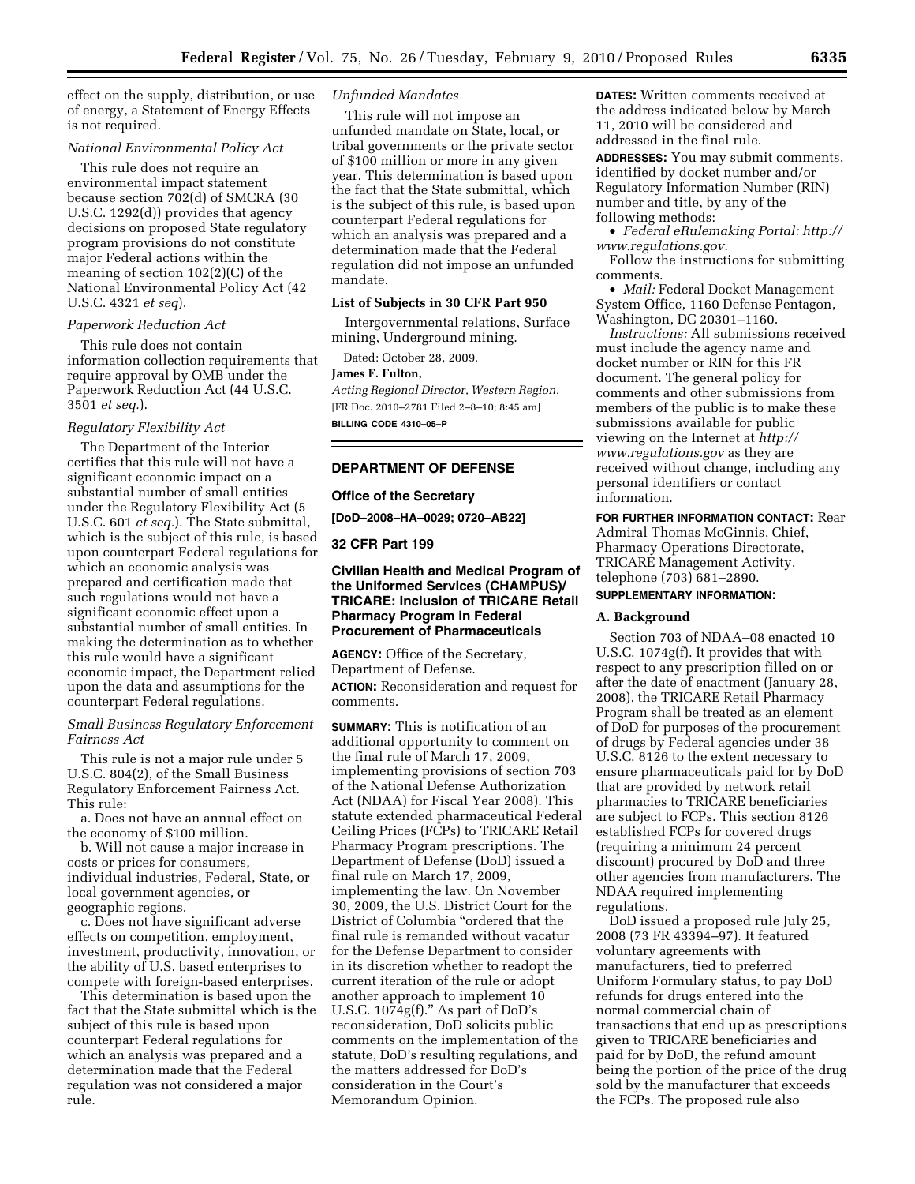effect on the supply, distribution, or use of energy, a Statement of Energy Effects is not required.

*National Environmental Policy Act*

This rule does not require an environmental impact statement because section 702(d) of SMCRA (30 U.S.C. 1292(d)) provides that agency decisions on proposed State regulatory program provisions do not constitute major Federal actions within the meaning of section 102(2)(C) of the National Environmental Policy Act (42 U.S.C. 4321 *et seq*).

*Paperwork Reduction Act*

This rule does not contain information collection requirements that require approval by OMB under the Paperwork Reduction Act (44 U.S.C. 3501 *et seq.*).

*Regulatory Flexibility Act*

The Department of the Interior certifies that this rule will not have a significant economic impact on a substantial number of small entities under the Regulatory Flexibility Act (5 U.S.C. 601 *et seq.*). The State submittal, which is the subject of this rule, is based upon counterpart Federal regulations for which an economic analysis was prepared and certification made that such regulations would not have a significant economic effect upon a substantial number of small entities. In making the determination as to whether this rule would have a significant economic impact, the Department relied upon the data and assumptions for the counterpart Federal regulations.

*Small Business Regulatory Enforcement Fairness Act*

This rule is not a major rule under 5 U.S.C. 804(2), of the Small Business Regulatory Enforcement Fairness Act. This rule:

a. Does not have an annual effect on the economy of $100 million.

b. Will not cause a major increase in costs or prices for consumers, individual industries, Federal, State, or local government agencies, or geographic regions.

c. Does not have significant adverse effects on competition, employment, investment, productivity, innovation, or the ability of U.S. based enterprises to compete with foreign-based enterprises.

This determination is based upon the fact that the State submittal which is the subject of this rule is based upon counterpart Federal regulations for which an analysis was prepared and a determination made that the Federal regulation was not considered a major rule.

*Unfunded Mandates*

This rule will not impose an unfunded mandate on State, local, or tribal governments or the private sector of $100 million or more in any given year. This determination is based upon the fact that the State submittal, which is the subject of this rule, is based upon counterpart Federal regulations for which an analysis was prepared and a determination made that the Federal regulation did not impose an unfunded mandate.

**List of Subjects in 30 CFR Part 950**

Intergovernmental relations, Surface mining, Underground mining.

Dated: October 28, 2009.

**James F. Fulton,**

*Acting Regional Director, Western Region.*

[FR Doc. 2010–2781 Filed 2–8–10; 8:45 am]

**BILLING CODE 4310–05–P**

## DEPARTMENT OF DEFENSE

### Office of the Secretary

**[DoD–2008–HA–0029; 0720–AB22]**

### 32 CFR Part 199

## Civilian Health and Medical Program of the Uniformed Services (CHAMPUS)/ TRICARE: Inclusion of TRICARE Retail Pharmacy Program in Federal Procurement of Pharmaceuticals

**AGENCY:** Office of the Secretary, Department of Defense.

**ACTION:** Reconsideration and request for comments.

**SUMMARY:** This is notification of an additional opportunity to comment on the final rule of March 17, 2009, implementing provisions of section 703 of the National Defense Authorization Act (NDAA) for Fiscal Year 2008). This statute extended pharmaceutical Federal Ceiling Prices (FCPs) to TRICARE Retail Pharmacy Program prescriptions. The Department of Defense (DoD) issued a final rule on March 17, 2009, implementing the law. On November 30, 2009, the U.S. District Court for the District of Columbia "ordered that the final rule is remanded without vacatur for the Defense Department to consider in its discretion whether to readopt the current iteration of the rule or adopt another approach to implement 10 U.S.C. 1074g(f)." As part of DoD's reconsideration, DoD solicits public comments on the implementation of the statute, DoD's resulting regulations, and the matters addressed for DoD's consideration in the Court's Memorandum Opinion.

**DATES:** Written comments received at the address indicated below by March 11, 2010 will be considered and addressed in the final rule.

**ADDRESSES:** You may submit comments, identified by docket number and/or Regulatory Information Number (RIN) number and title, by any of the following methods:

- *Federal eRulemaking Portal: http://www.regulations.gov.*

Follow the instructions for submitting comments.

- *Mail:* Federal Docket Management System Office, 1160 Defense Pentagon, Washington, DC 20301–1160.

*Instructions:* All submissions received must include the agency name and docket number or RIN for this FR document. The general policy for comments and other submissions from members of the public is to make these submissions available for public viewing on the Internet at *http://www.regulations.gov* as they are received without change, including any personal identifiers or contact information.

**FOR FURTHER INFORMATION CONTACT:** Rear Admiral Thomas McGinnis, Chief, Pharmacy Operations Directorate, TRICARE Management Activity, telephone (703) 681–2890.

**SUPPLEMENTARY INFORMATION:**

### A. Background

Section 703 of NDAA–08 enacted 10 U.S.C. 1074g(f). It provides that with respect to any prescription filled on or after the date of enactment (January 28, 2008), the TRICARE Retail Pharmacy Program shall be treated as an element of DoD for purposes of the procurement of drugs by Federal agencies under 38 U.S.C. 8126 to the extent necessary to ensure pharmaceuticals paid for by DoD that are provided by network retail pharmacies to TRICARE beneficiaries are subject to FCPs. This section 8126 established FCPs for covered drugs (requiring a minimum 24 percent discount) procured by DoD and three other agencies from manufacturers. The NDAA required implementing regulations.

DoD issued a proposed rule July 25, 2008 (73 FR 43394–97). It featured voluntary agreements with manufacturers, tied to preferred Uniform Formulary status, to pay DoD refunds for drugs entered into the normal commercial chain of transactions that end up as prescriptions given to TRICARE beneficiaries and paid for by DoD, the refund amount being the portion of the price of the drug sold by the manufacturer that exceeds the FCPs. The proposed rule also